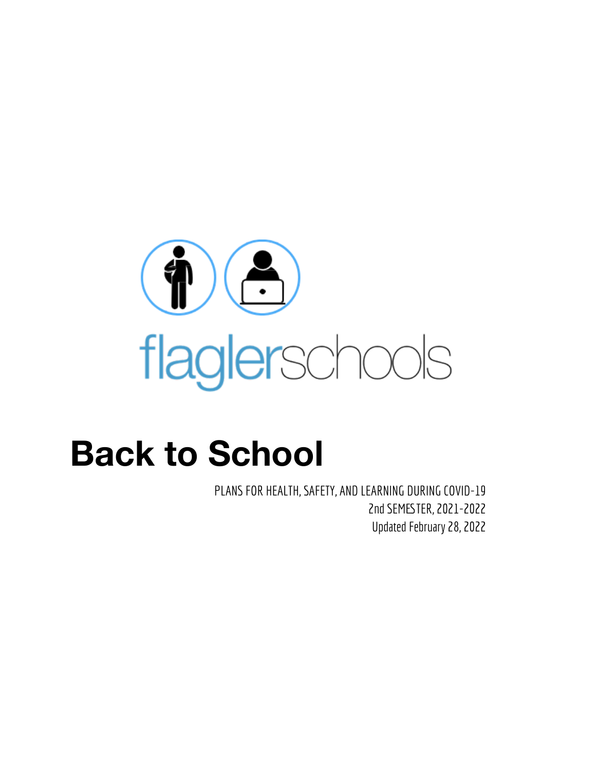flaglerschools

# Back to School

PLANS FOR HEALTH, SAFETY, AND LEARNING DURING COVID-19

2nd SEMESTER, 2021-2022

Updated February 28, 2022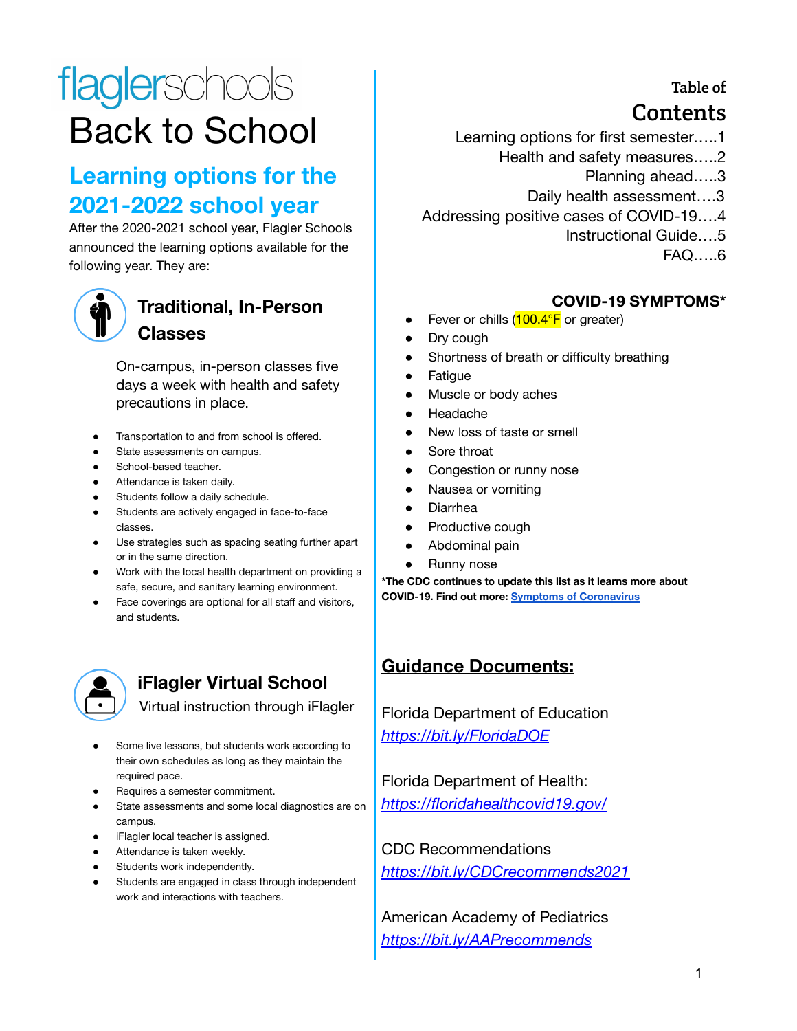# flaglerschools Back to School

## Learning options for the 2021-2022 school year

After the 2020-2021 school year, Flagler Schools announced the learning options available for the following year. They are:

### Traditional, In-Person Classes

On-campus, in-person classes five days a week with health and safety precautions in place.

- Transportation to and from school is offered.
- State assessments on campus.
- School-based teacher.
- Attendance is taken daily.
- Students follow a daily schedule.
- Students are actively engaged in face-to-face classes.
- Use strategies such as spacing seating further apart or in the same direction.
- Work with the local health department on providing a safe, secure, and sanitary learning environment.
- Face coverings are optional for all staff and visitors, and students.

### iFlagler Virtual School

Virtual instruction through iFlagler

- Some live lessons, but students work according to their own schedules as long as they maintain the required pace.
- Requires a semester commitment.
- State assessments and some local diagnostics are on campus.
- iFlagler local teacher is assigned.
- Attendance is taken weekly.
- Students work independently.
- Students are engaged in class through independent work and interactions with teachers.

## Table of Contents

Learning options for first semester.....1
Health and safety measures.....2
Planning ahead.....3
Daily health assessment....3
Addressing positive cases of COVID-19....4
Instructional Guide....5
FAQ.....6

### COVID-19 SYMPTOMS*

- Fever or chills (100.4°F or greater)
- Dry cough
- Shortness of breath or difficulty breathing
- Fatigue
- Muscle or body aches
- Headache
- New loss of taste or smell
- Sore throat
- Congestion or runny nose
- Nausea or vomiting
- Diarrhea
- Productive cough
- Abdominal pain
- Runny nose

**\*The CDC continues to update this list as it learns more about COVID-19. Find out more: [Symptoms of Coronavirus]**

## Guidance Documents:

Florida Department of Education
*https://bit.ly/FloridaDOE*

Florida Department of Health:
*https://floridahealthcovid19.gov/*

CDC Recommendations
*https://bit.ly/CDCrecommends2021*

American Academy of Pediatrics
*https://bit.ly/AAPrecommends*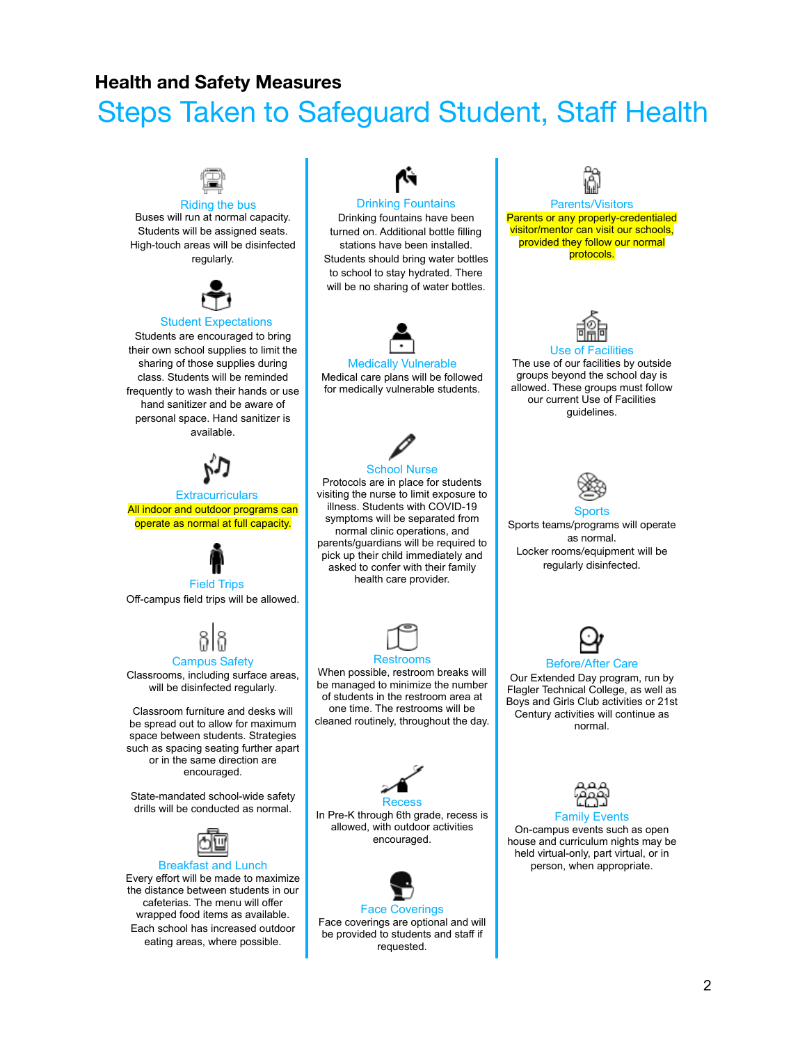## Health and Safety Measures

# Steps Taken to Safeguard Student, Staff Health

### Riding the bus

Buses will run at normal capacity. Students will be assigned seats. High-touch areas will be disinfected regularly.

### Student Expectations

Students are encouraged to bring their own school supplies to limit the sharing of those supplies during class. Students will be reminded frequently to wash their hands or use hand sanitizer and be aware of personal space. Hand sanitizer is available.

### Extracurriculars

All indoor and outdoor programs can operate as normal at full capacity.

### Field Trips

Off-campus field trips will be allowed.

### Campus Safety

Classrooms, including surface areas, will be disinfected regularly.

Classroom furniture and desks will be spread out to allow for maximum space between students. Strategies such as spacing seating further apart or in the same direction are encouraged.

State-mandated school-wide safety drills will be conducted as normal.

### Breakfast and Lunch

Every effort will be made to maximize the distance between students in our cafeterias. The menu will offer wrapped food items as available. Each school has increased outdoor eating areas, where possible.

### Drinking Fountains

Drinking fountains have been turned on. Additional bottle filling stations have been installed. Students should bring water bottles to school to stay hydrated. There will be no sharing of water bottles.

### Medically Vulnerable

Medical care plans will be followed for medically vulnerable students.

### School Nurse

Protocols are in place for students visiting the nurse to limit exposure to illness. Students with COVID-19 symptoms will be separated from normal clinic operations, and parents/guardians will be required to pick up their child immediately and asked to confer with their family health care provider.

### Restrooms

When possible, restroom breaks will be managed to minimize the number of students in the restroom area at one time. The restrooms will be cleaned routinely, throughout the day.

### Recess

In Pre-K through 6th grade, recess is allowed, with outdoor activities encouraged.

### Face Coverings

Face coverings are optional and will be provided to students and staff if requested.

### Parents/Visitors

Parents or any properly-credentialed visitor/mentor can visit our schools, provided they follow our normal protocols.

### Use of Facilities

The use of our facilities by outside groups beyond the school day is allowed. These groups must follow our current Use of Facilities guidelines.

### Sports

Sports teams/programs will operate as normal.
Locker rooms/equipment will be regularly disinfected.

### Before/After Care

Our Extended Day program, run by Flagler Technical College, as well as Boys and Girls Club activities or 21st Century activities will continue as normal.

### Family Events

On-campus events such as open house and curriculum nights may be held virtual-only, part virtual, or in person, when appropriate.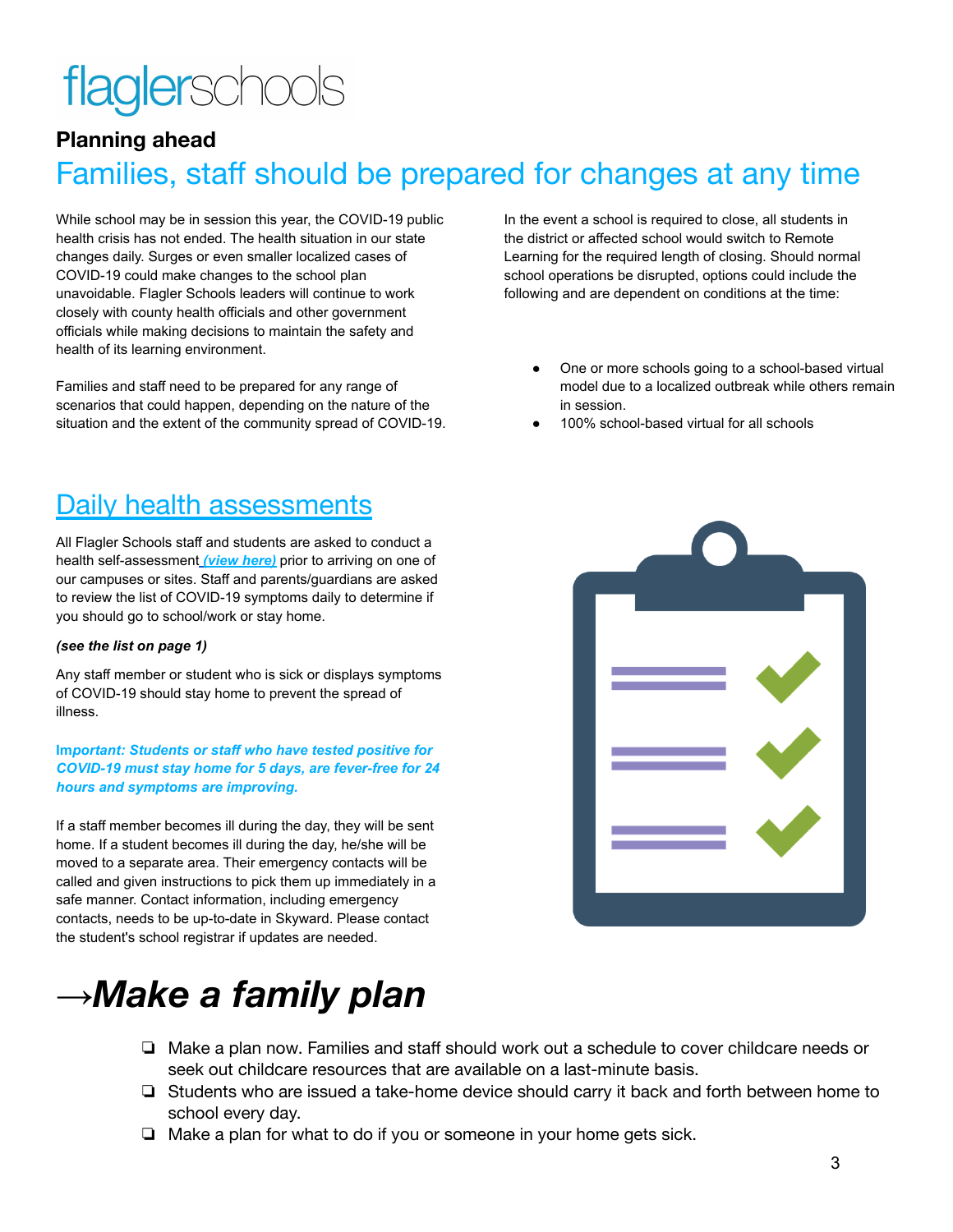flaglerschools

**Planning ahead**

# Families, staff should be prepared for changes at any time

While school may be in session this year, the COVID-19 public health crisis has not ended. The health situation in our state changes daily. Surges or even smaller localized cases of COVID-19 could make changes to the school plan unavoidable. Flagler Schools leaders will continue to work closely with county health officials and other government officials while making decisions to maintain the safety and health of its learning environment.

Families and staff need to be prepared for any range of scenarios that could happen, depending on the nature of the situation and the extent of the community spread of COVID-19.

In the event a school is required to close, all students in the district or affected school would switch to Remote Learning for the required length of closing. Should normal school operations be disrupted, options could include the following and are dependent on conditions at the time:

- One or more schools going to a school-based virtual model due to a localized outbreak while others remain in session.
- 100% school-based virtual for all schools

## Daily health assessments

All Flagler Schools staff and students are asked to conduct a health self-assessment ***(view here)*** prior to arriving on one of our campuses or sites. Staff and parents/guardians are asked to review the list of COVID-19 symptoms daily to determine if you should go to school/work or stay home.

***(see the list on page 1)***

Any staff member or student who is sick or displays symptoms of COVID-19 should stay home to prevent the spread of illness.

***Important: Students or staff who have tested positive for COVID-19 must stay home for 5 days, are fever-free for 24 hours and symptoms are improving.***

If a staff member becomes ill during the day, they will be sent home. If a student becomes ill during the day, he/she will be moved to a separate area. Their emergency contacts will be called and given instructions to pick them up immediately in a safe manner. Contact information, including emergency contacts, needs to be up-to-date in Skyward. Please contact the student's school registrar if updates are needed.

# →*Make a family plan*

- ❏ Make a plan now. Families and staff should work out a schedule to cover childcare needs or seek out childcare resources that are available on a last-minute basis.
- ❏ Students who are issued a take-home device should carry it back and forth between home to school every day.
- ❏ Make a plan for what to do if you or someone in your home gets sick.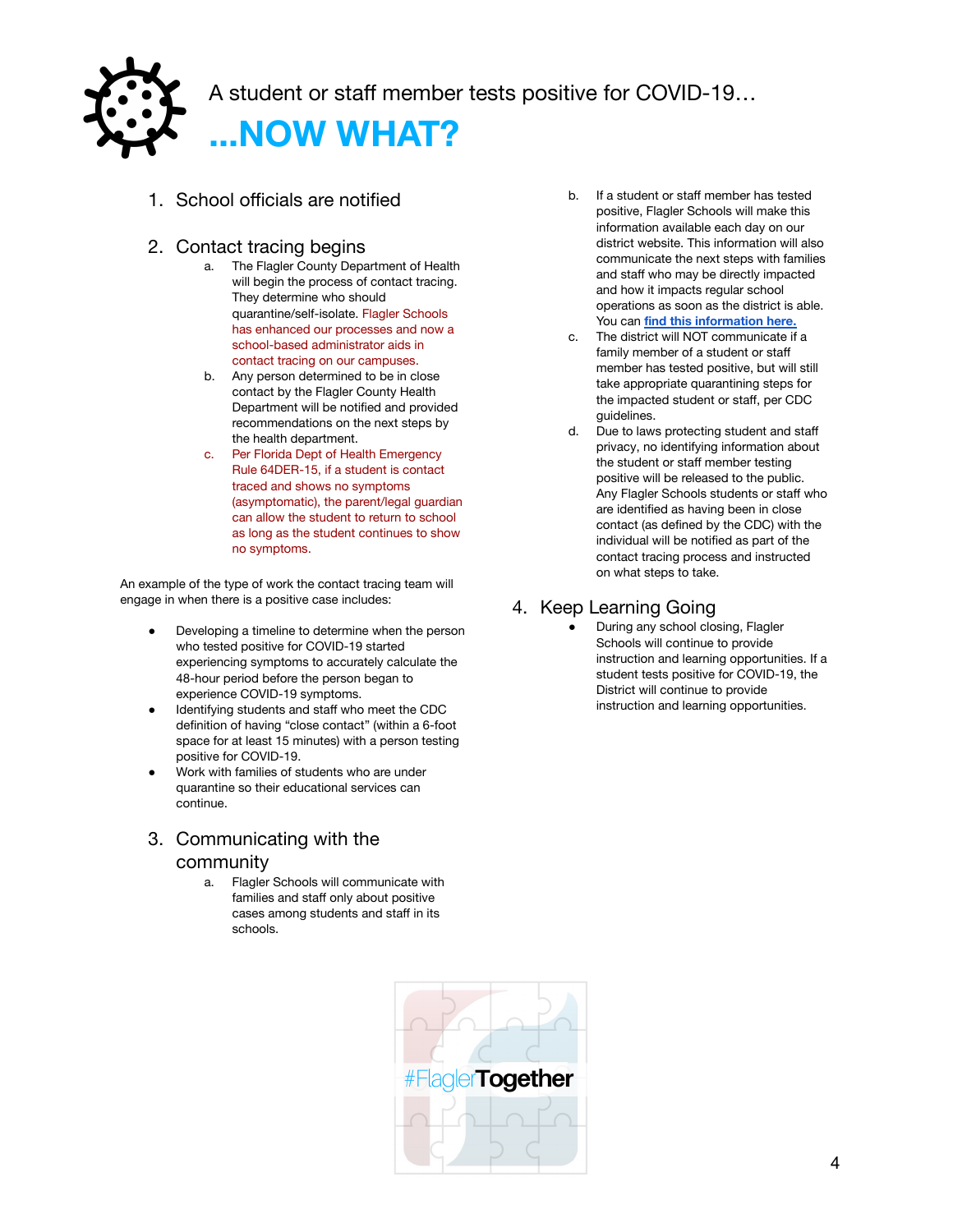A student or staff member tests positive for COVID-19…

# …NOW WHAT?

1. School officials are notified

2. Contact tracing begins
   a. The Flagler County Department of Health will begin the process of contact tracing. They determine who should quarantine/self-isolate. Flagler Schools has enhanced our processes and now a school-based administrator aids in contact tracing on our campuses.
   b. Any person determined to be in close contact by the Flagler County Health Department will be notified and provided recommendations on the next steps by the health department.
   c. Per Florida Dept of Health Emergency Rule 64DER-15, if a student is contact traced and shows no symptoms (asymptomatic), the parent/legal guardian can allow the student to return to school as long as the student continues to show no symptoms.

An example of the type of work the contact tracing team will engage in when there is a positive case includes:

- Developing a timeline to determine when the person who tested positive for COVID-19 started experiencing symptoms to accurately calculate the 48-hour period before the person began to experience COVID-19 symptoms.
- Identifying students and staff who meet the CDC definition of having "close contact" (within a 6-foot space for at least 15 minutes) with a person testing positive for COVID-19.
- Work with families of students who are under quarantine so their educational services can continue.

3. Communicating with the community
   a. Flagler Schools will communicate with families and staff only about positive cases among students and staff in its schools.
   b. If a student or staff member has tested positive, Flagler Schools will make this information available each day on our district website. This information will also communicate the next steps with families and staff who may be directly impacted and how it impacts regular school operations as soon as the district is able. You can **find this information here.**
   c. The district will NOT communicate if a family member of a student or staff member has tested positive, but will still take appropriate quarantining steps for the impacted student or staff, per CDC guidelines.
   d. Due to laws protecting student and staff privacy, no identifying information about the student or staff member testing positive will be released to the public. Any Flagler Schools students or staff who are identified as having been in close contact (as defined by the CDC) with the individual will be notified as part of the contact tracing process and instructed on what steps to take.

4. Keep Learning Going
   - During any school closing, Flagler Schools will continue to provide instruction and learning opportunities. If a student tests positive for COVID-19, the District will continue to provide instruction and learning opportunities.

#FlaglerTogether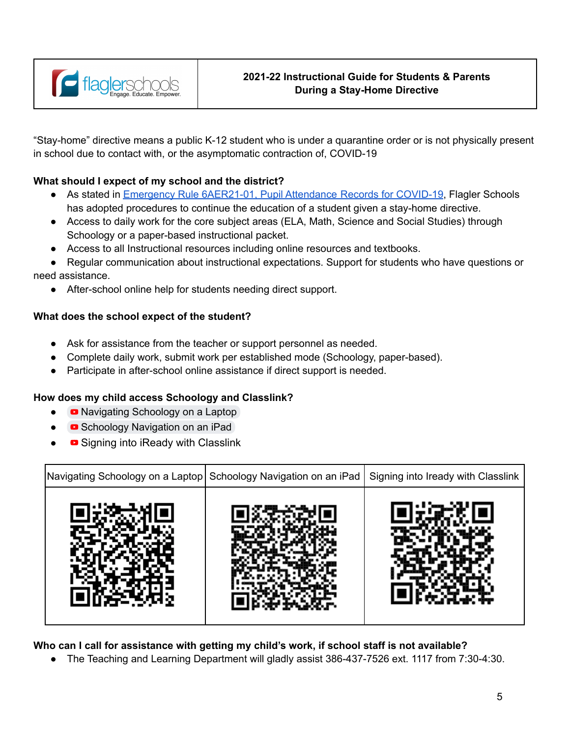| flaglerschools Engage. Educate. Empower. | **2021-22 Instructional Guide for Students & Parents During a Stay-Home Directive** |
|---|---|

"Stay-home" directive means a public K-12 student who is under a quarantine order or is not physically present in school due to contact with, or the asymptomatic contraction of, COVID-19

**What should I expect of my school and the district?**

- As stated in Emergency Rule 6AER21-01, Pupil Attendance Records for COVID-19, Flagler Schools has adopted procedures to continue the education of a student given a stay-home directive.
- Access to daily work for the core subject areas (ELA, Math, Science and Social Studies) through Schoology or a paper-based instructional packet.
- Access to all Instructional resources including online resources and textbooks.
- Regular communication about instructional expectations. Support for students who have questions or need assistance.
- After-school online help for students needing direct support.

**What does the school expect of the student?**

- Ask for assistance from the teacher or support personnel as needed.
- Complete daily work, submit work per established mode (Schoology, paper-based).
- Participate in after-school online assistance if direct support is needed.

**How does my child access Schoology and Classlink?**

- Navigating Schoology on a Laptop
- Schoology Navigation on an iPad
- Signing into iReady with Classlink

| Navigating Schoology on a Laptop | Schoology Navigation on an iPad | Signing into Iready with Classlink |
|---|---|---|
| | | |

**Who can I call for assistance with getting my child's work, if school staff is not available?**

- The Teaching and Learning Department will gladly assist 386-437-7526 ext. 1117 from 7:30-4:30.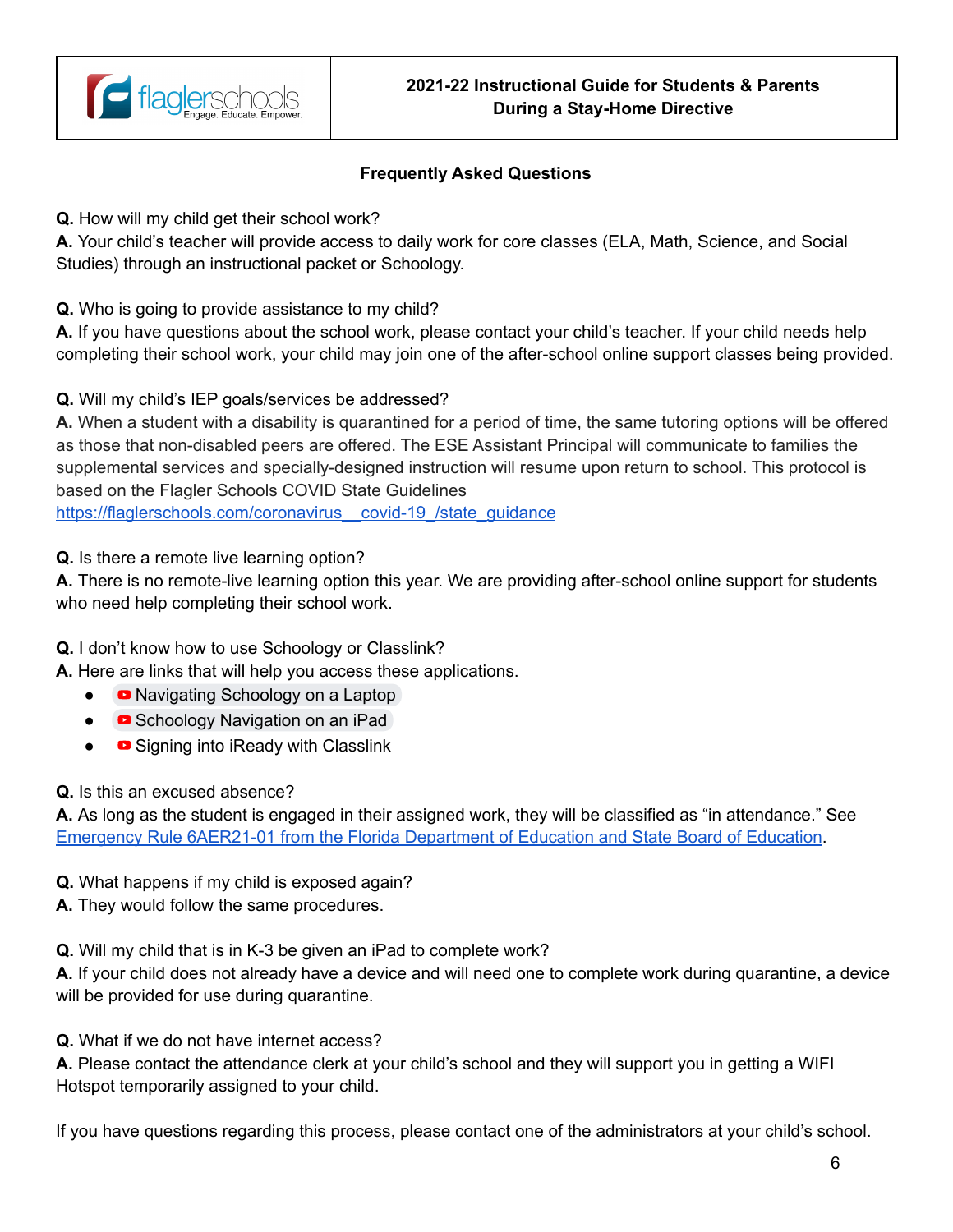| | |
|---|---|
| flaglerschools Engage. Educate. Empower. | **2021-22 Instructional Guide for Students & Parents During a Stay-Home Directive** |

**Frequently Asked Questions**

**Q.** How will my child get their school work?
**A.** Your child's teacher will provide access to daily work for core classes (ELA, Math, Science, and Social Studies) through an instructional packet or Schoology.

**Q.** Who is going to provide assistance to my child?
**A.** If you have questions about the school work, please contact your child's teacher. If your child needs help completing their school work, your child may join one of the after-school online support classes being provided.

**Q.** Will my child's IEP goals/services be addressed?
**A.** When a student with a disability is quarantined for a period of time, the same tutoring options will be offered as those that non-disabled peers are offered. The ESE Assistant Principal will communicate to families the supplemental services and specially-designed instruction will resume upon return to school. This protocol is based on the Flagler Schools COVID State Guidelines
https://flaglerschools.com/coronavirus__covid-19_/state_guidance

**Q.** Is there a remote live learning option?
**A.** There is no remote-live learning option this year. We are providing after-school online support for students who need help completing their school work.

**Q.** I don't know how to use Schoology or Classlink?
**A.** Here are links that will help you access these applications.

- Navigating Schoology on a Laptop
- Schoology Navigation on an iPad
- Signing into iReady with Classlink

**Q.** Is this an excused absence?
**A.** As long as the student is engaged in their assigned work, they will be classified as "in attendance." See Emergency Rule 6AER21-01 from the Florida Department of Education and State Board of Education.

**Q.** What happens if my child is exposed again?
**A.** They would follow the same procedures.

**Q.** Will my child that is in K-3 be given an iPad to complete work?
**A.** If your child does not already have a device and will need one to complete work during quarantine, a device will be provided for use during quarantine.

**Q.** What if we do not have internet access?
**A.** Please contact the attendance clerk at your child's school and they will support you in getting a WIFI Hotspot temporarily assigned to your child.

If you have questions regarding this process, please contact one of the administrators at your child's school.